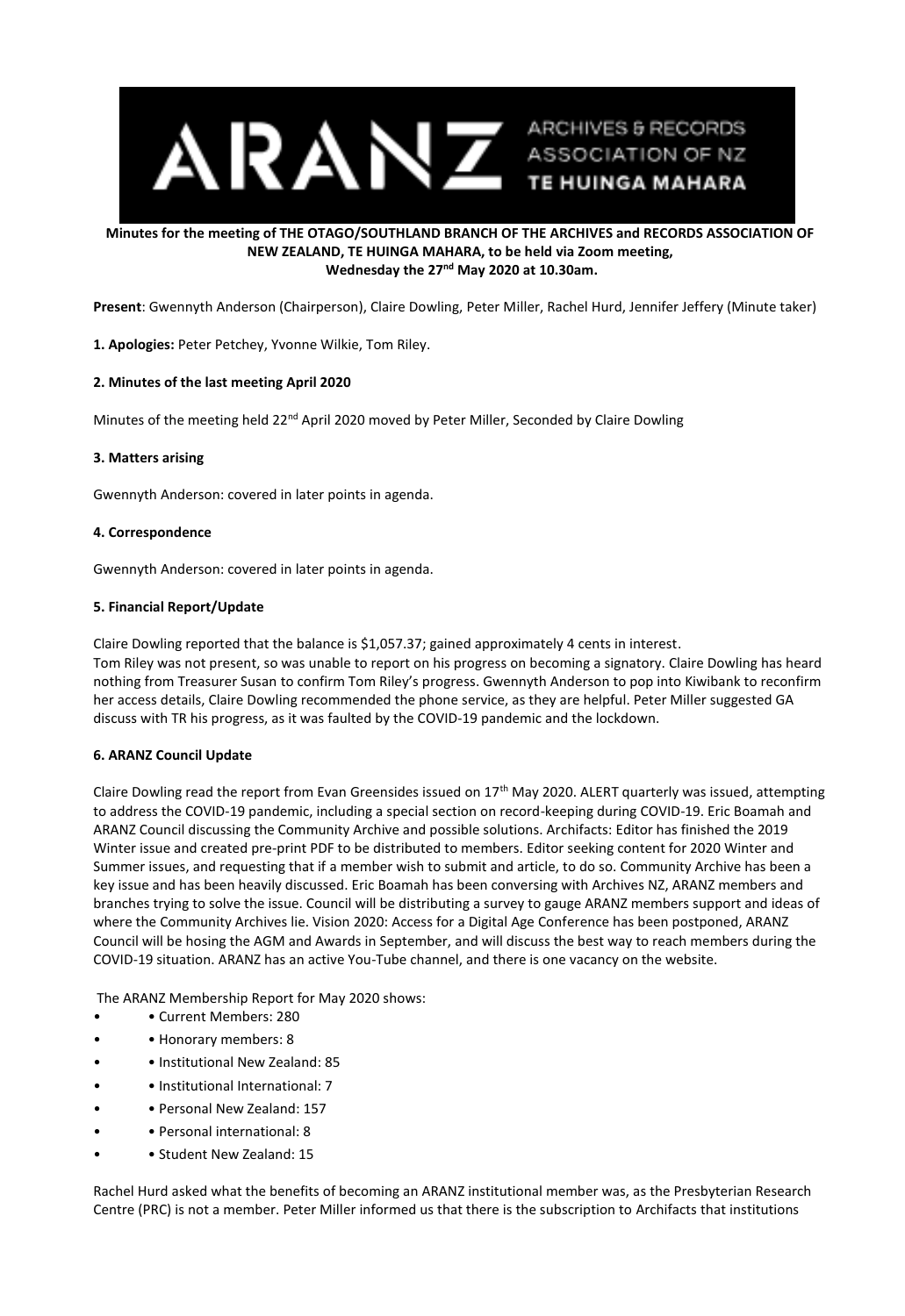**Minutes for the meeting of THE OTAGO/SOUTHLAND BRANCH OF THE ARCHIVES and RECORDS ASSOCIATION OF NEW ZEALAND, TE HUINGA MAHARA, to be held via Zoom meeting, Wednesday the 27nd May 2020 at 10.30am.**

**Present**: Gwennyth Anderson (Chairperson), Claire Dowling, Peter Miller, Rachel Hurd, Jennifer Jeffery (Minute taker)

**1. Apologies:** Peter Petchey, Yvonne Wilkie, Tom Riley.

**2. Minutes of the last meeting April 2020**

Minutes of the meeting held 22nd April 2020 moved by Peter Miller, Seconded by Claire Dowling

**3. Matters arising**

Gwennyth Anderson: covered in later points in agenda.

**4. Correspondence**

Gwennyth Anderson: covered in later points in agenda.

**5. Financial Report/Update**

Claire Dowling reported that the balance is $1,057.37; gained approximately 4 cents in interest.
Tom Riley was not present, so was unable to report on his progress on becoming a signatory. Claire Dowling has heard nothing from Treasurer Susan to confirm Tom Riley's progress. Gwennyth Anderson to pop into Kiwibank to reconfirm her access details, Claire Dowling recommended the phone service, as they are helpful. Peter Miller suggested GA discuss with TR his progress, as it was faulted by the COVID-19 pandemic and the lockdown.

**6. ARANZ Council Update**

Claire Dowling read the report from Evan Greensides issued on 17th May 2020. ALERT quarterly was issued, attempting to address the COVID-19 pandemic, including a special section on record-keeping during COVID-19. Eric Boamah and ARANZ Council discussing the Community Archive and possible solutions. Archifacts: Editor has finished the 2019 Winter issue and created pre-print PDF to be distributed to members. Editor seeking content for 2020 Winter and Summer issues, and requesting that if a member wish to submit and article, to do so. Community Archive has been a key issue and has been heavily discussed. Eric Boamah has been conversing with Archives NZ, ARANZ members and branches trying to solve the issue. Council will be distributing a survey to gauge ARANZ members support and ideas of where the Community Archives lie. Vision 2020: Access for a Digital Age Conference has been postponed, ARANZ Council will be hosing the AGM and Awards in September, and will discuss the best way to reach members during the COVID-19 situation. ARANZ has an active You-Tube channel, and there is one vacancy on the website.

The ARANZ Membership Report for May 2020 shows:

- • Current Members: 280
- • Honorary members: 8
- • Institutional New Zealand: 85
- • Institutional International: 7
- • Personal New Zealand: 157
- • Personal international: 8
- • Student New Zealand: 15

Rachel Hurd asked what the benefits of becoming an ARANZ institutional member was, as the Presbyterian Research Centre (PRC) is not a member. Peter Miller informed us that there is the subscription to Archifacts that institutions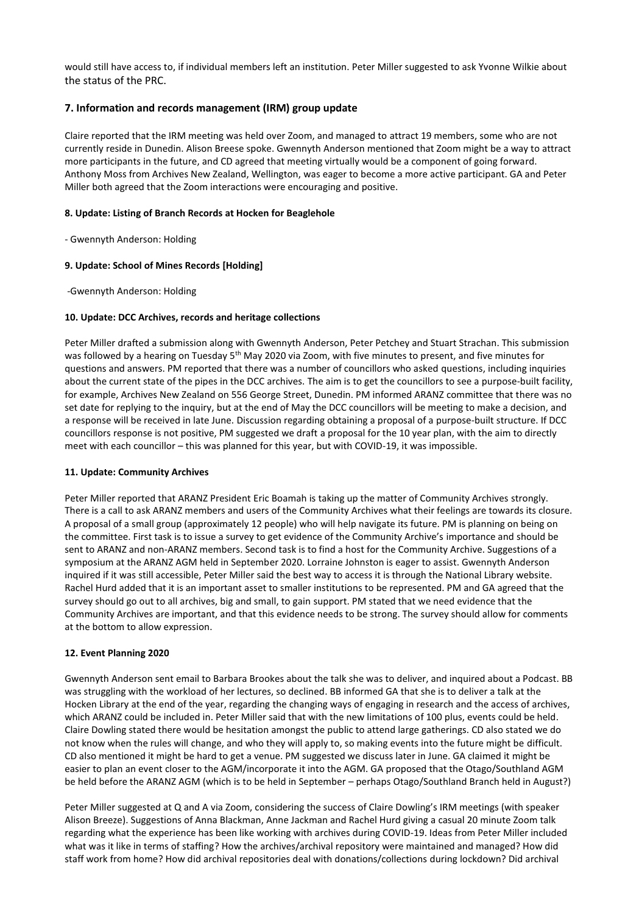would still have access to, if individual members left an institution. Peter Miller suggested to ask Yvonne Wilkie about the status of the PRC.

## 7. Information and records management (IRM) group update

Claire reported that the IRM meeting was held over Zoom, and managed to attract 19 members, some who are not currently reside in Dunedin. Alison Breese spoke. Gwennyth Anderson mentioned that Zoom might be a way to attract more participants in the future, and CD agreed that meeting virtually would be a component of going forward. Anthony Moss from Archives New Zealand, Wellington, was eager to become a more active participant. GA and Peter Miller both agreed that the Zoom interactions were encouraging and positive.

#### 8. Update: Listing of Branch Records at Hocken for Beaglehole

- Gwennyth Anderson: Holding

#### 9. Update: School of Mines Records [Holding]

-Gwennyth Anderson: Holding

#### 10. Update: DCC Archives, records and heritage collections

Peter Miller drafted a submission along with Gwennyth Anderson, Peter Petchey and Stuart Strachan. This submission was followed by a hearing on Tuesday 5th May 2020 via Zoom, with five minutes to present, and five minutes for questions and answers. PM reported that there was a number of councillors who asked questions, including inquiries about the current state of the pipes in the DCC archives. The aim is to get the councillors to see a purpose-built facility, for example, Archives New Zealand on 556 George Street, Dunedin. PM informed ARANZ committee that there was no set date for replying to the inquiry, but at the end of May the DCC councillors will be meeting to make a decision, and a response will be received in late June. Discussion regarding obtaining a proposal of a purpose-built structure. If DCC councillors response is not positive, PM suggested we draft a proposal for the 10 year plan, with the aim to directly meet with each councillor – this was planned for this year, but with COVID-19, it was impossible.

#### 11. Update: Community Archives

Peter Miller reported that ARANZ President Eric Boamah is taking up the matter of Community Archives strongly. There is a call to ask ARANZ members and users of the Community Archives what their feelings are towards its closure. A proposal of a small group (approximately 12 people) who will help navigate its future. PM is planning on being on the committee. First task is to issue a survey to get evidence of the Community Archive's importance and should be sent to ARANZ and non-ARANZ members. Second task is to find a host for the Community Archive. Suggestions of a symposium at the ARANZ AGM held in September 2020. Lorraine Johnston is eager to assist. Gwennyth Anderson inquired if it was still accessible, Peter Miller said the best way to access it is through the National Library website. Rachel Hurd added that it is an important asset to smaller institutions to be represented. PM and GA agreed that the survey should go out to all archives, big and small, to gain support. PM stated that we need evidence that the Community Archives are important, and that this evidence needs to be strong. The survey should allow for comments at the bottom to allow expression.

#### 12. Event Planning 2020

Gwennyth Anderson sent email to Barbara Brookes about the talk she was to deliver, and inquired about a Podcast. BB was struggling with the workload of her lectures, so declined. BB informed GA that she is to deliver a talk at the Hocken Library at the end of the year, regarding the changing ways of engaging in research and the access of archives, which ARANZ could be included in. Peter Miller said that with the new limitations of 100 plus, events could be held. Claire Dowling stated there would be hesitation amongst the public to attend large gatherings. CD also stated we do not know when the rules will change, and who they will apply to, so making events into the future might be difficult. CD also mentioned it might be hard to get a venue. PM suggested we discuss later in June. GA claimed it might be easier to plan an event closer to the AGM/incorporate it into the AGM. GA proposed that the Otago/Southland AGM be held before the ARANZ AGM (which is to be held in September – perhaps Otago/Southland Branch held in August?)

Peter Miller suggested at Q and A via Zoom, considering the success of Claire Dowling's IRM meetings (with speaker Alison Breeze). Suggestions of Anna Blackman, Anne Jackman and Rachel Hurd giving a casual 20 minute Zoom talk regarding what the experience has been like working with archives during COVID-19. Ideas from Peter Miller included what was it like in terms of staffing? How the archives/archival repository were maintained and managed? How did staff work from home? How did archival repositories deal with donations/collections during lockdown? Did archival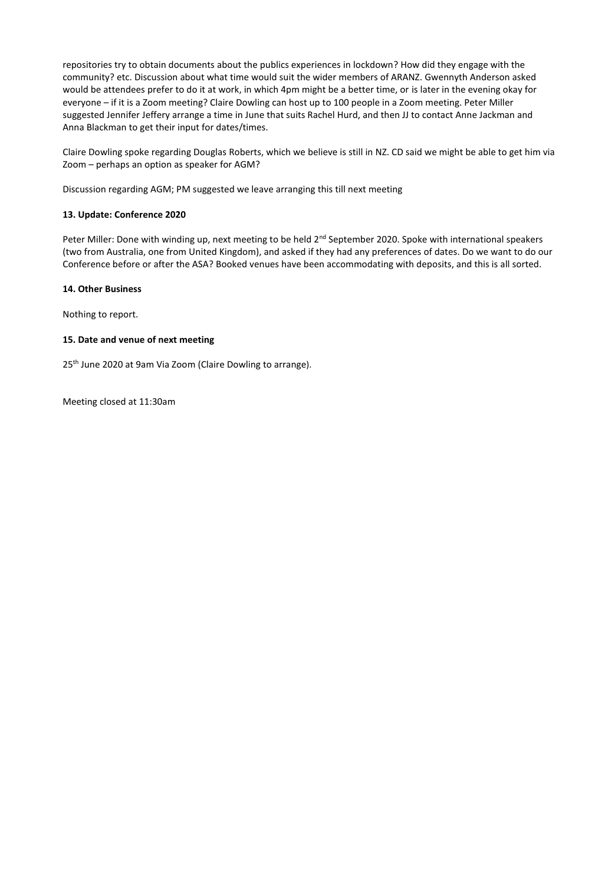repositories try to obtain documents about the publics experiences in lockdown? How did they engage with the community? etc. Discussion about what time would suit the wider members of ARANZ. Gwennyth Anderson asked would be attendees prefer to do it at work, in which 4pm might be a better time, or is later in the evening okay for everyone – if it is a Zoom meeting? Claire Dowling can host up to 100 people in a Zoom meeting. Peter Miller suggested Jennifer Jeffery arrange a time in June that suits Rachel Hurd, and then JJ to contact Anne Jackman and Anna Blackman to get their input for dates/times.

Claire Dowling spoke regarding Douglas Roberts, which we believe is still in NZ. CD said we might be able to get him via Zoom – perhaps an option as speaker for AGM?

Discussion regarding AGM; PM suggested we leave arranging this till next meeting

**13. Update: Conference 2020**

Peter Miller: Done with winding up, next meeting to be held 2nd September 2020. Spoke with international speakers (two from Australia, one from United Kingdom), and asked if they had any preferences of dates. Do we want to do our Conference before or after the ASA? Booked venues have been accommodating with deposits, and this is all sorted.

**14. Other Business**

Nothing to report.

**15. Date and venue of next meeting**

25th June 2020 at 9am Via Zoom (Claire Dowling to arrange).

Meeting closed at 11:30am